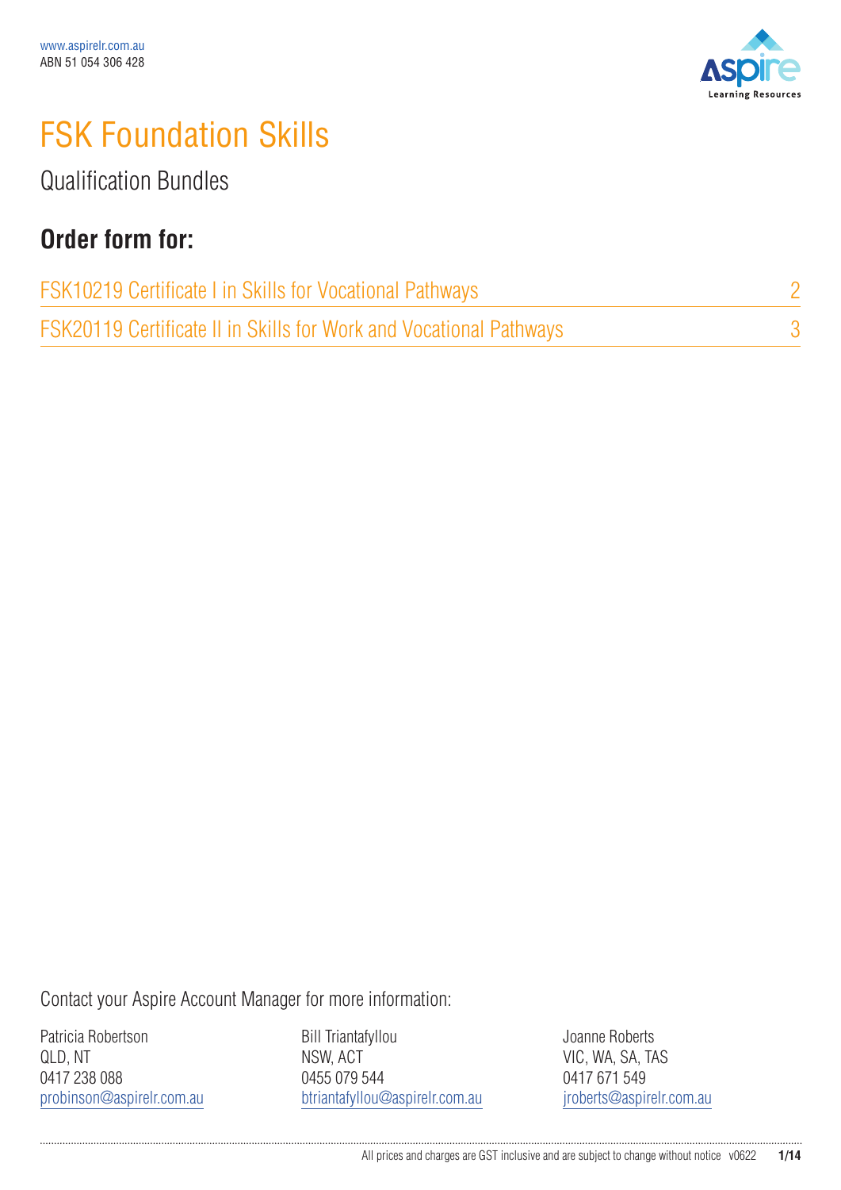www.aspirelr.com.au
ABN 51 054 306 428

# FSK Foundation Skills

## Qualification Bundles

### Order form for:

| | |
|---|---|
| FSK10219 Certificate I in Skills for Vocational Pathways | 2 |
| FSK20119 Certificate II in Skills for Work and Vocational Pathways | 3 |

Contact your Aspire Account Manager for more information:

Patricia Robertson
QLD, NT
0417 238 088
probinson@aspirelr.com.au

Bill Triantafyllou
NSW, ACT
0455 079 544
btriantafyllou@aspirelr.com.au

Joanne Roberts
VIC, WA, SA, TAS
0417 671 549
jroberts@aspirelr.com.au

All prices and charges are GST inclusive and are subject to change without notice v0622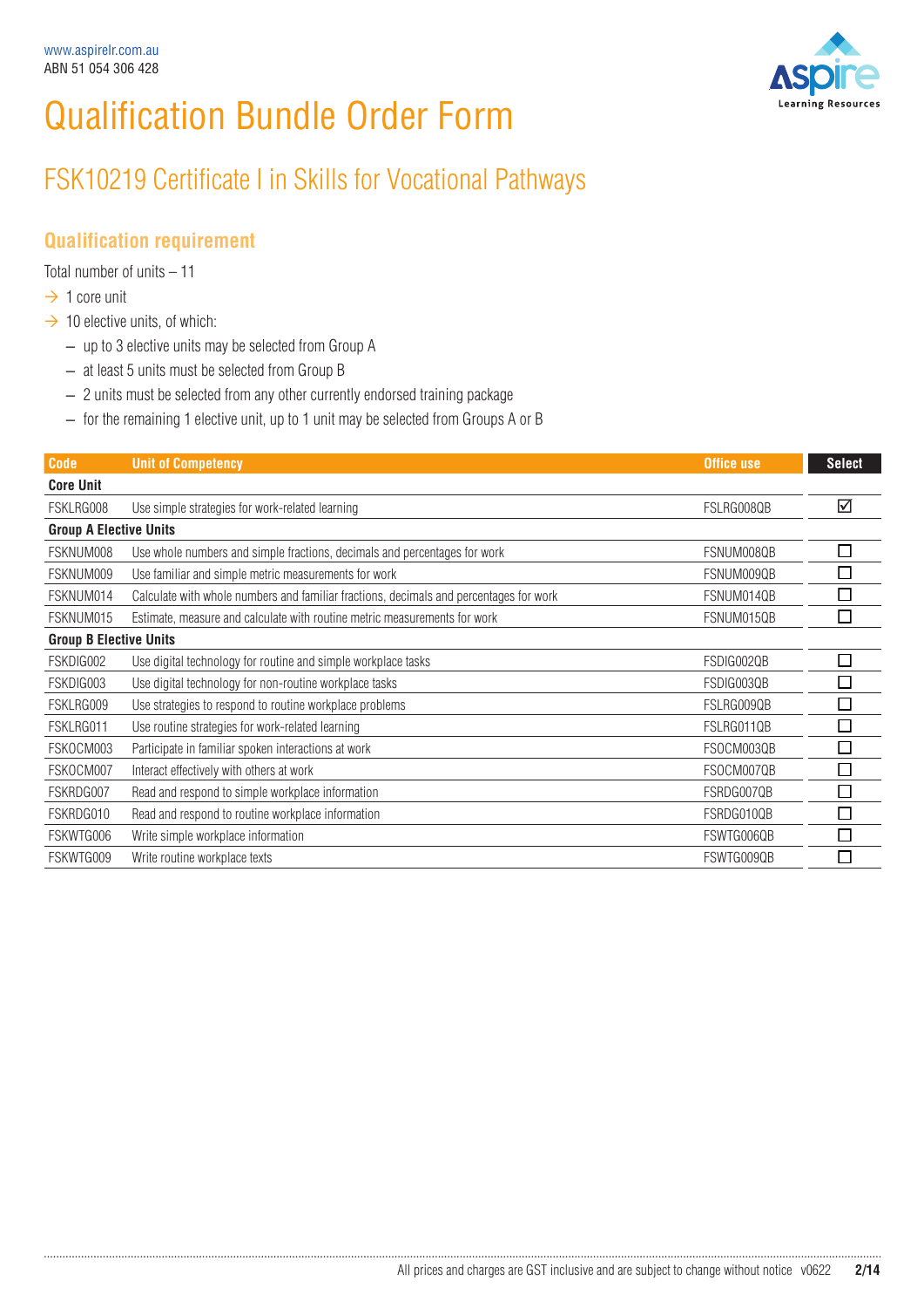www.aspirelr.com.au
ABN 51 054 306 428

# Qualification Bundle Order Form

## FSK10219 Certificate I in Skills for Vocational Pathways

### Qualification requirement

Total number of units – 11

- 1 core unit
- 10 elective units, of which:
  - up to 3 elective units may be selected from Group A
  - at least 5 units must be selected from Group B
  - 2 units must be selected from any other currently endorsed training package
  - for the remaining 1 elective unit, up to 1 unit may be selected from Groups A or B

| Code | Unit of Competency | Office use | Select |
|---|---|---|---|
| **Core Unit** | | | |
| FSKLRG008 | Use simple strategies for work-related learning | FSLRG008QB | ☑ |
| **Group A Elective Units** | | | |
| FSKNUM008 | Use whole numbers and simple fractions, decimals and percentages for work | FSNUM008QB | ☐ |
| FSKNUM009 | Use familiar and simple metric measurements for work | FSNUM009QB | ☐ |
| FSKNUM014 | Calculate with whole numbers and familiar fractions, decimals and percentages for work | FSNUM014QB | ☐ |
| FSKNUM015 | Estimate, measure and calculate with routine metric measurements for work | FSNUM015QB | ☐ |
| **Group B Elective Units** | | | |
| FSKDIG002 | Use digital technology for routine and simple workplace tasks | FSDIG002QB | ☐ |
| FSKDIG003 | Use digital technology for non-routine workplace tasks | FSDIG003QB | ☐ |
| FSKLRG009 | Use strategies to respond to routine workplace problems | FSLRG009QB | ☐ |
| FSKLRG011 | Use routine strategies for work-related learning | FSLRG011QB | ☐ |
| FSKOCM003 | Participate in familiar spoken interactions at work | FSOCM003QB | ☐ |
| FSKOCM007 | Interact effectively with others at work | FSOCM007QB | ☐ |
| FSKRDG007 | Read and respond to simple workplace information | FSRDG007QB | ☐ |
| FSKRDG010 | Read and respond to routine workplace information | FSRDG010QB | ☐ |
| FSKWTG006 | Write simple workplace information | FSWTG006QB | ☐ |
| FSKWTG009 | Write routine workplace texts | FSWTG009QB | ☐ |

All prices and charges are GST inclusive and are subject to change without notice v0622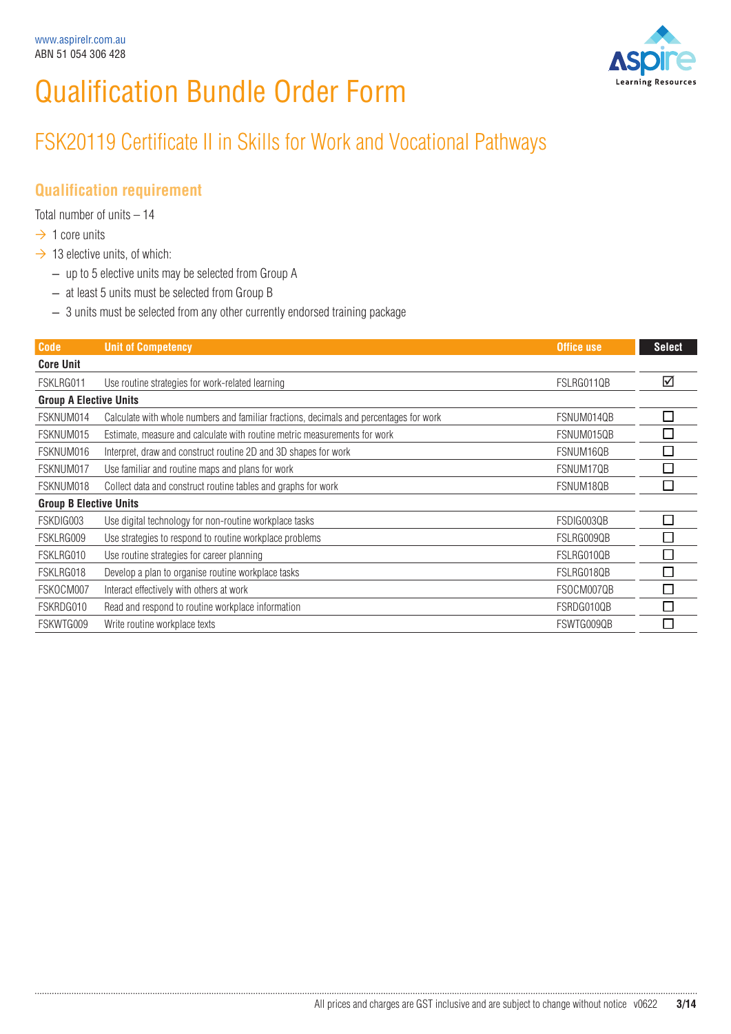www.aspirelr.com.au
ABN 51 054 306 428

# Qualification Bundle Order Form

## FSK20119 Certificate II in Skills for Work and Vocational Pathways

### Qualification requirement

Total number of units – 14

- 1 core units
- 13 elective units, of which:
  - up to 5 elective units may be selected from Group A
  - at least 5 units must be selected from Group B
  - 3 units must be selected from any other currently endorsed training package

| Code | Unit of Competency | Office use | Select |
|---|---|---|---|
| **Core Unit** | | | |
| FSKLRG011 | Use routine strategies for work-related learning | FSLRG011QB | ☑ |
| **Group A Elective Units** | | | |
| FSKNUM014 | Calculate with whole numbers and familiar fractions, decimals and percentages for work | FSNUM014QB | ☐ |
| FSKNUM015 | Estimate, measure and calculate with routine metric measurements for work | FSNUM015QB | ☐ |
| FSKNUM016 | Interpret, draw and construct routine 2D and 3D shapes for work | FSNUM16QB | ☐ |
| FSKNUM017 | Use familiar and routine maps and plans for work | FSNUM17QB | ☐ |
| FSKNUM018 | Collect data and construct routine tables and graphs for work | FSNUM18QB | ☐ |
| **Group B Elective Units** | | | |
| FSKDIG003 | Use digital technology for non-routine workplace tasks | FSDIG003QB | ☐ |
| FSKLRG009 | Use strategies to respond to routine workplace problems | FSLRG009QB | ☐ |
| FSKLRG010 | Use routine strategies for career planning | FSLRG010QB | ☐ |
| FSKLRG018 | Develop a plan to organise routine workplace tasks | FSLRG018QB | ☐ |
| FSKOCM007 | Interact effectively with others at work | FSOCM007QB | ☐ |
| FSKRDG010 | Read and respond to routine workplace information | FSRDG010QB | ☐ |
| FSKWTG009 | Write routine workplace texts | FSWTG009QB | ☐ |

All prices and charges are GST inclusive and are subject to change without notice v0622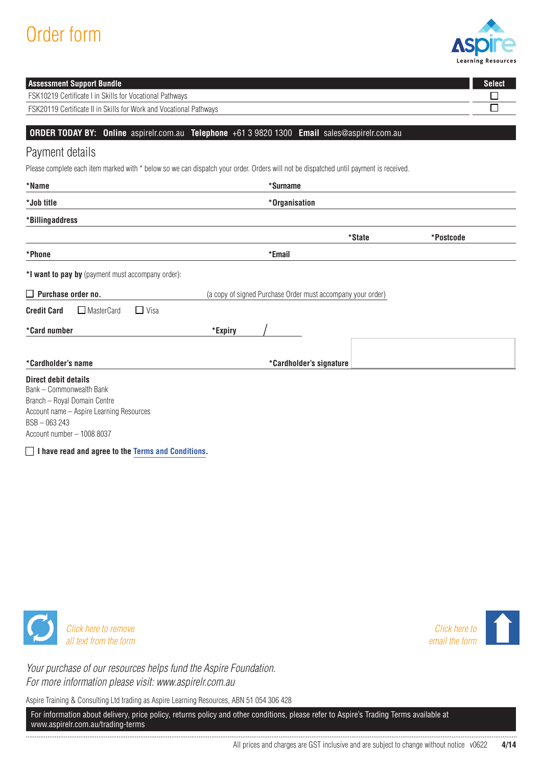# Order form

| Assessment Support Bundle | Select |
|---|---|
| FSK10219 Certificate I in Skills for Vocational Pathways | ☐ |
| FSK20119 Certificate II in Skills for Work and Vocational Pathways | ☐ |

**ORDER TODAY BY: Online** aspirelr.com.au **Telephone** +61 3 9820 1300 **Email** sales@aspirelr.com.au

## Payment details

Please complete each item marked with * below so we can dispatch your order. Orders will not be dispatched until payment is received.

**\*Name** **\*Surname**

**\*Job title** **\*Organisation**

**\*Billingaddress**

**\*State** **\*Postcode**

**\*Phone** **\*Email**

**\*I want to pay by** (payment must accompany order):

☐ **Purchase order no.** (a copy of signed Purchase Order must accompany your order)

**Credit Card** ☐ MasterCard ☐ Visa

**\*Card number** **\*Expiry** /

**\*Cardholder's name** **\*Cardholder's signature**

**Direct debit details**
Bank – Commonwealth Bank
Branch – Royal Domain Centre
Account name – Aspire Learning Resources
BSB – 063 243
Account number – 1008 8037

☐ **I have read and agree to the Terms and Conditions.**

*Click here to remove all text from the form*

*Click here to email the form*

*Your purchase of our resources helps fund the Aspire Foundation.*
*For more information please visit: www.aspirelr.com.au*

Aspire Training & Consulting Ltd trading as Aspire Learning Resources, ABN 51 054 306 428

For information about delivery, price policy, returns policy and other conditions, please refer to Aspire's Trading Terms available at www.aspirelr.com.au/trading-terms

All prices and charges are GST inclusive and are subject to change without notice v0622